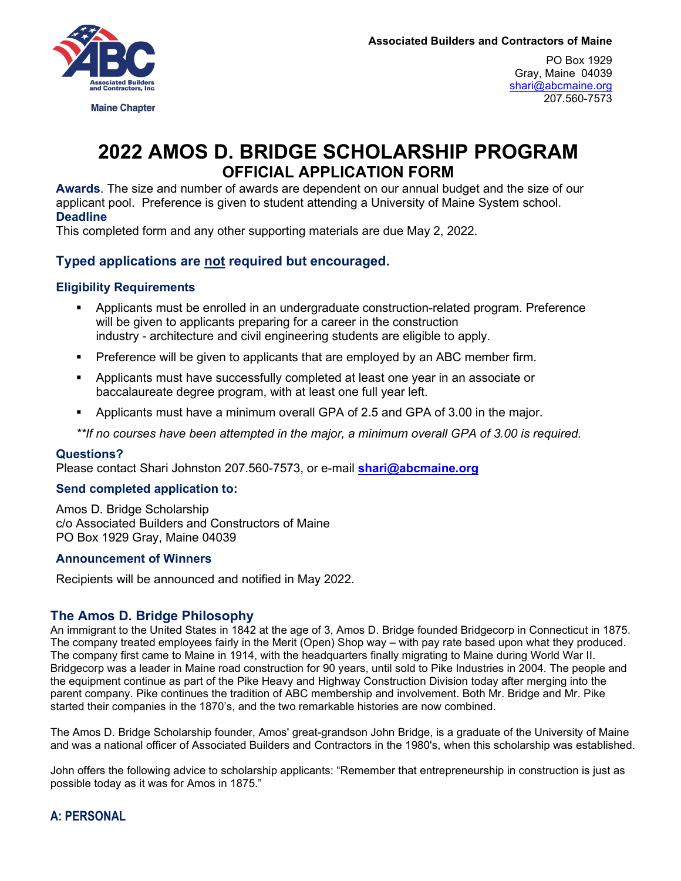Associated Builders and Contractors, Inc.
Maine Chapter

**Associated Builders and Contractors of Maine**

PO Box 1929
Gray, Maine 04039
shari@abcmaine.org
207.560-7573

# 2022 AMOS D. BRIDGE SCHOLARSHIP PROGRAM

## OFFICIAL APPLICATION FORM

**Awards**. The size and number of awards are dependent on our annual budget and the size of our applicant pool. Preference is given to student attending a University of Maine System school.

**Deadline**

This completed form and any other supporting materials are due May 2, 2022.

### Typed applications are not required but encouraged.

### Eligibility Requirements

- Applicants must be enrolled in an undergraduate construction-related program. Preference will be given to applicants preparing for a career in the construction industry - architecture and civil engineering students are eligible to apply.
- Preference will be given to applicants that are employed by an ABC member firm.
- Applicants must have successfully completed at least one year in an associate or baccalaureate degree program, with at least one full year left.
- Applicants must have a minimum overall GPA of 2.5 and GPA of 3.00 in the major.

*\*\*If no courses have been attempted in the major, a minimum overall GPA of 3.00 is required.*

### Questions?

Please contact Shari Johnston 207.560-7573, or e-mail **shari@abcmaine.org**

### Send completed application to:

Amos D. Bridge Scholarship
c/o Associated Builders and Constructors of Maine
PO Box 1929 Gray, Maine 04039

### Announcement of Winners

Recipients will be announced and notified in May 2022.

### The Amos D. Bridge Philosophy

An immigrant to the United States in 1842 at the age of 3, Amos D. Bridge founded Bridgecorp in Connecticut in 1875. The company treated employees fairly in the Merit (Open) Shop way – with pay rate based upon what they produced. The company first came to Maine in 1914, with the headquarters finally migrating to Maine during World War II. Bridgecorp was a leader in Maine road construction for 90 years, until sold to Pike Industries in 2004. The people and the equipment continue as part of the Pike Heavy and Highway Construction Division today after merging into the parent company. Pike continues the tradition of ABC membership and involvement. Both Mr. Bridge and Mr. Pike started their companies in the 1870's, and the two remarkable histories are now combined.

The Amos D. Bridge Scholarship founder, Amos' great-grandson John Bridge, is a graduate of the University of Maine and was a national officer of Associated Builders and Contractors in the 1980's, when this scholarship was established.

John offers the following advice to scholarship applicants: "Remember that entrepreneurship in construction is just as possible today as it was for Amos in 1875."

### A: PERSONAL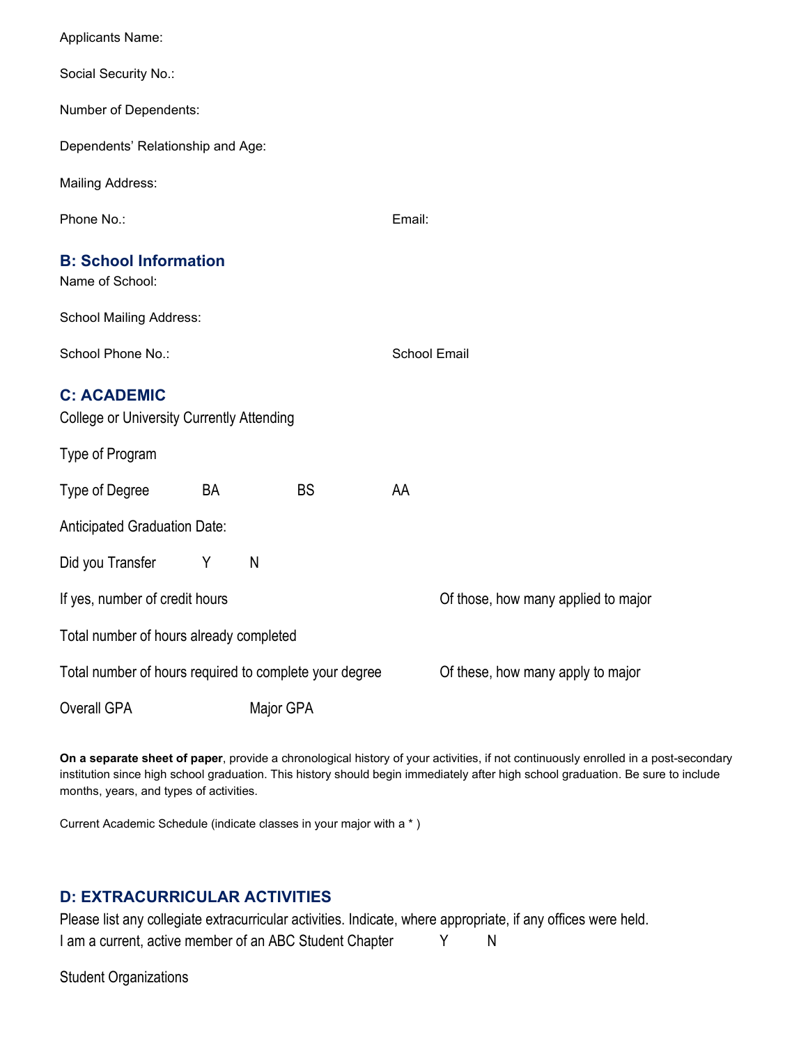Applicants Name:

Social Security No.:

Number of Dependents:

Dependents' Relationship and Age:

Mailing Address:

Phone No.: Email:

## B: School Information

Name of School:

School Mailing Address:

School Phone No.: School Email

## C: ACADEMIC

College or University Currently Attending

Type of Program

Type of Degree BA BS AA

Anticipated Graduation Date:

Did you Transfer Y N

If yes, number of credit hours Of those, how many applied to major

Total number of hours already completed

Total number of hours required to complete your degree Of these, how many apply to major

Overall GPA Major GPA

**On a separate sheet of paper**, provide a chronological history of your activities, if not continuously enrolled in a post-secondary institution since high school graduation. This history should begin immediately after high school graduation. Be sure to include months, years, and types of activities.

Current Academic Schedule (indicate classes in your major with a * )

## D: EXTRACURRICULAR ACTIVITIES

Please list any collegiate extracurricular activities. Indicate, where appropriate, if any offices were held.

I am a current, active member of an ABC Student Chapter Y N

Student Organizations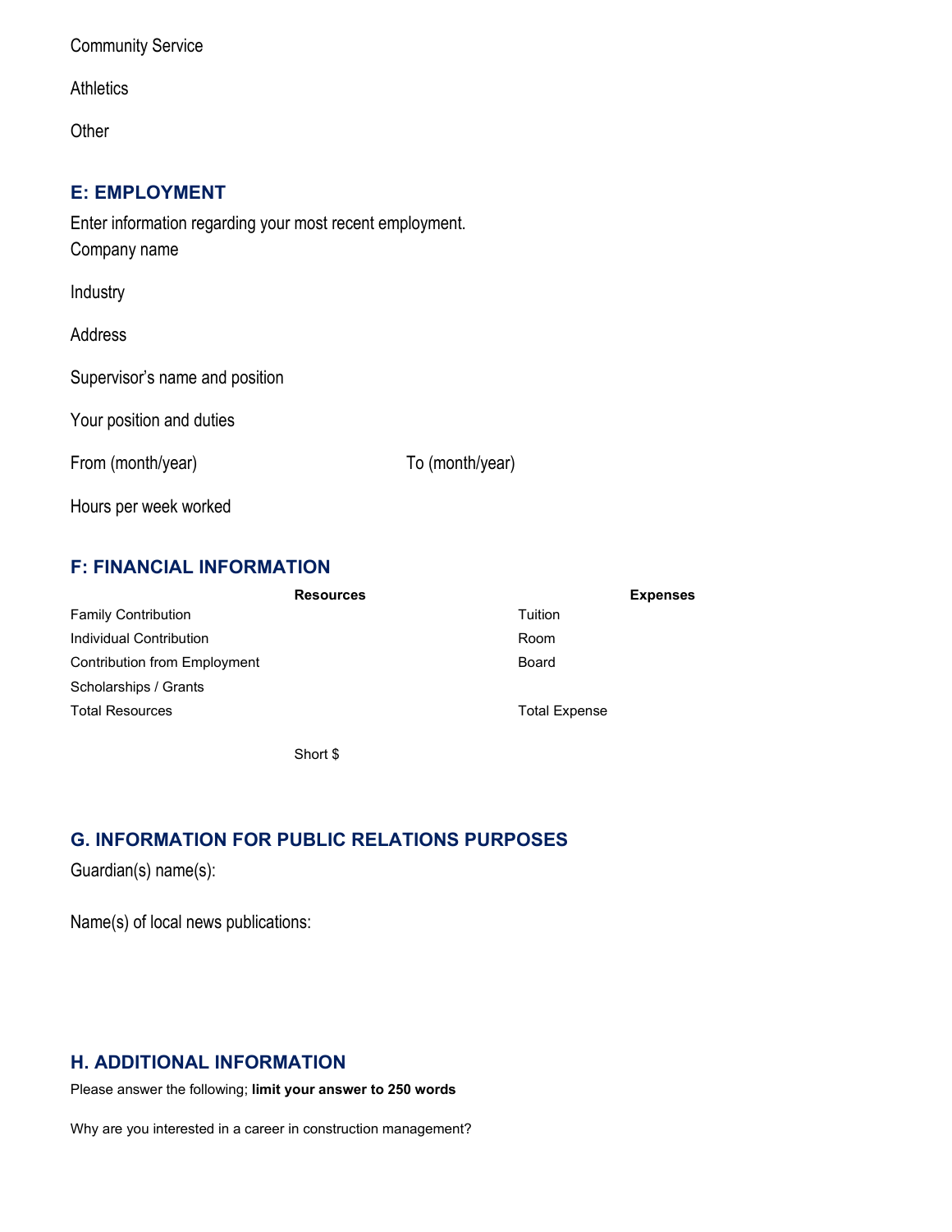Community Service

Athletics

Other

## E: EMPLOYMENT

Enter information regarding your most recent employment.

Company name

Industry

Address

Supervisor's name and position

Your position and duties

From (month/year) To (month/year)

Hours per week worked

## F: FINANCIAL INFORMATION

| Resources | | Expenses | |
|---|---|---|---|
| Family Contribution | | Tuition | |
| Individual Contribution | | Room | |
| Contribution from Employment | | Board | |
| Scholarships / Grants | | | |
| Total Resources | | Total Expense | |

Short $

## G. INFORMATION FOR PUBLIC RELATIONS PURPOSES

Guardian(s) name(s):

Name(s) of local news publications:

## H. ADDITIONAL INFORMATION

Please answer the following; **limit your answer to 250 words**

Why are you interested in a career in construction management?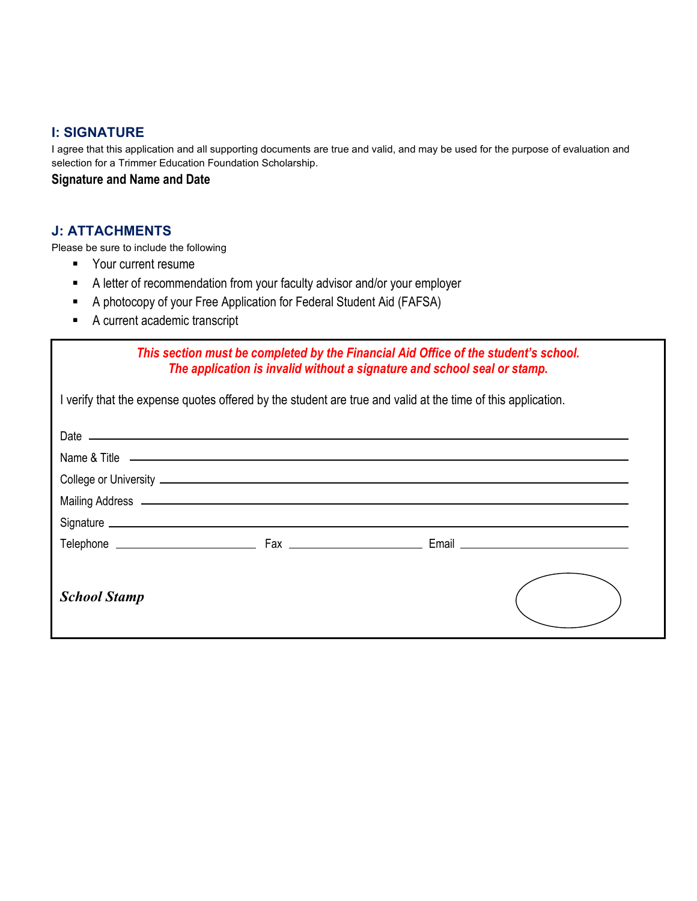## I: SIGNATURE

I agree that this application and all supporting documents are true and valid, and may be used for the purpose of evaluation and selection for a Trimmer Education Foundation Scholarship.

**Signature and Name and Date**

## J: ATTACHMENTS

Please be sure to include the following

- Your current resume
- A letter of recommendation from your faculty advisor and/or your employer
- A photocopy of your Free Application for Federal Student Aid (FAFSA)
- A current academic transcript

***This section must be completed by the Financial Aid Office of the student's school.***
***The application is invalid without a signature and school seal or stamp.***

I verify that the expense quotes offered by the student are true and valid at the time of this application.

Date ______________________________

Name & Title ______________________________

College or University ______________________________

Mailing Address ______________________________

Signature ______________________________

Telephone ______________ Fax ______________ Email ______________

***School Stamp***